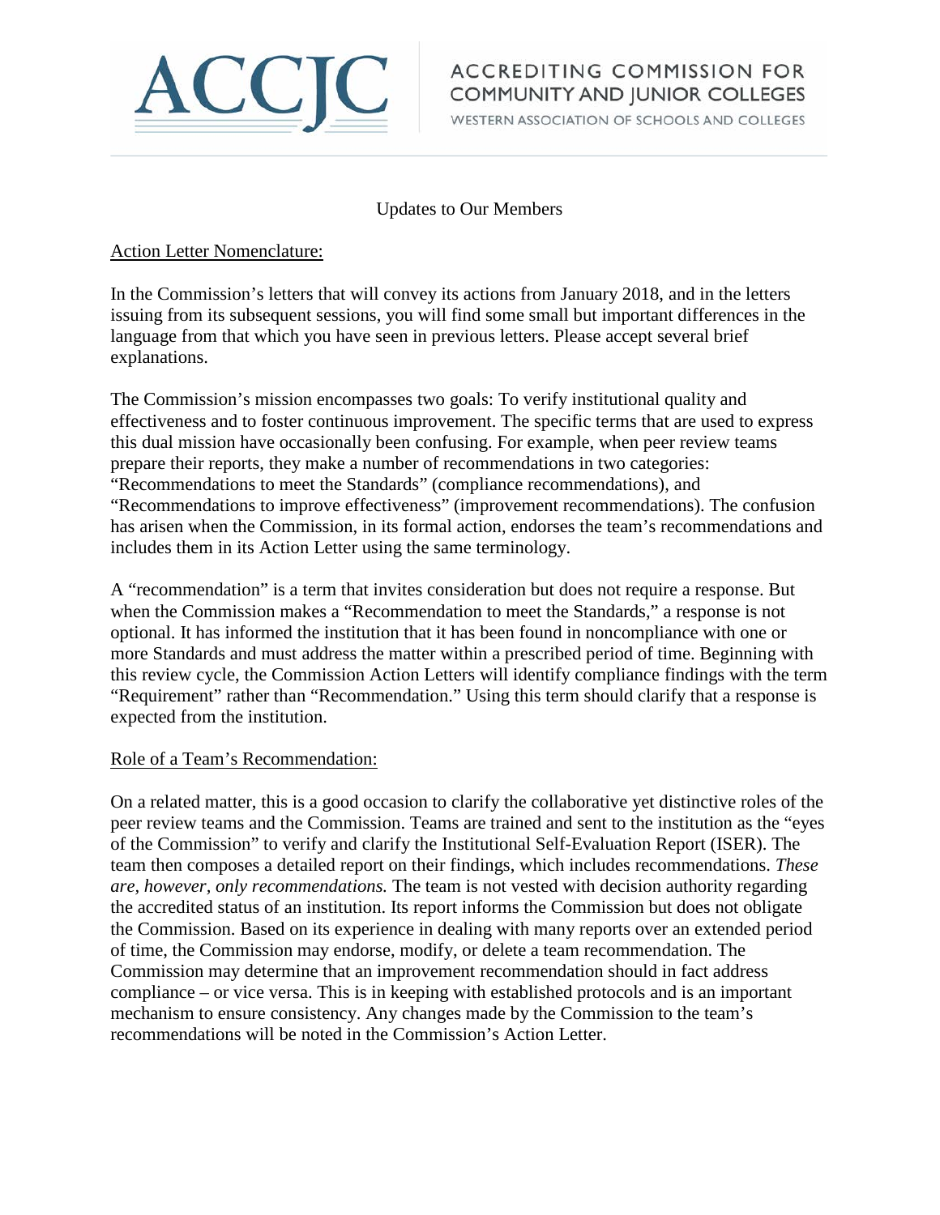ACCJC

ACCREDITING COMMISSION FOR COMMUNITY AND JUNIOR COLLEGES

WESTERN ASSOCIATION OF SCHOOLS AND COLLEGES

# Updates to Our Members

## Action Letter Nomenclature:

In the Commission's letters that will convey its actions from January 2018, and in the letters issuing from its subsequent sessions, you will find some small but important differences in the language from that which you have seen in previous letters. Please accept several brief explanations.

The Commission's mission encompasses two goals: To verify institutional quality and effectiveness and to foster continuous improvement. The specific terms that are used to express this dual mission have occasionally been confusing. For example, when peer review teams prepare their reports, they make a number of recommendations in two categories: "Recommendations to meet the Standards" (compliance recommendations), and "Recommendations to improve effectiveness" (improvement recommendations). The confusion has arisen when the Commission, in its formal action, endorses the team's recommendations and includes them in its Action Letter using the same terminology.

A "recommendation" is a term that invites consideration but does not require a response. But when the Commission makes a "Recommendation to meet the Standards," a response is not optional. It has informed the institution that it has been found in noncompliance with one or more Standards and must address the matter within a prescribed period of time. Beginning with this review cycle, the Commission Action Letters will identify compliance findings with the term "Requirement" rather than "Recommendation." Using this term should clarify that a response is expected from the institution.

## Role of a Team's Recommendation:

On a related matter, this is a good occasion to clarify the collaborative yet distinctive roles of the peer review teams and the Commission. Teams are trained and sent to the institution as the "eyes of the Commission" to verify and clarify the Institutional Self-Evaluation Report (ISER). The team then composes a detailed report on their findings, which includes recommendations. *These are, however, only recommendations.* The team is not vested with decision authority regarding the accredited status of an institution. Its report informs the Commission but does not obligate the Commission. Based on its experience in dealing with many reports over an extended period of time, the Commission may endorse, modify, or delete a team recommendation. The Commission may determine that an improvement recommendation should in fact address compliance – or vice versa. This is in keeping with established protocols and is an important mechanism to ensure consistency. Any changes made by the Commission to the team's recommendations will be noted in the Commission's Action Letter.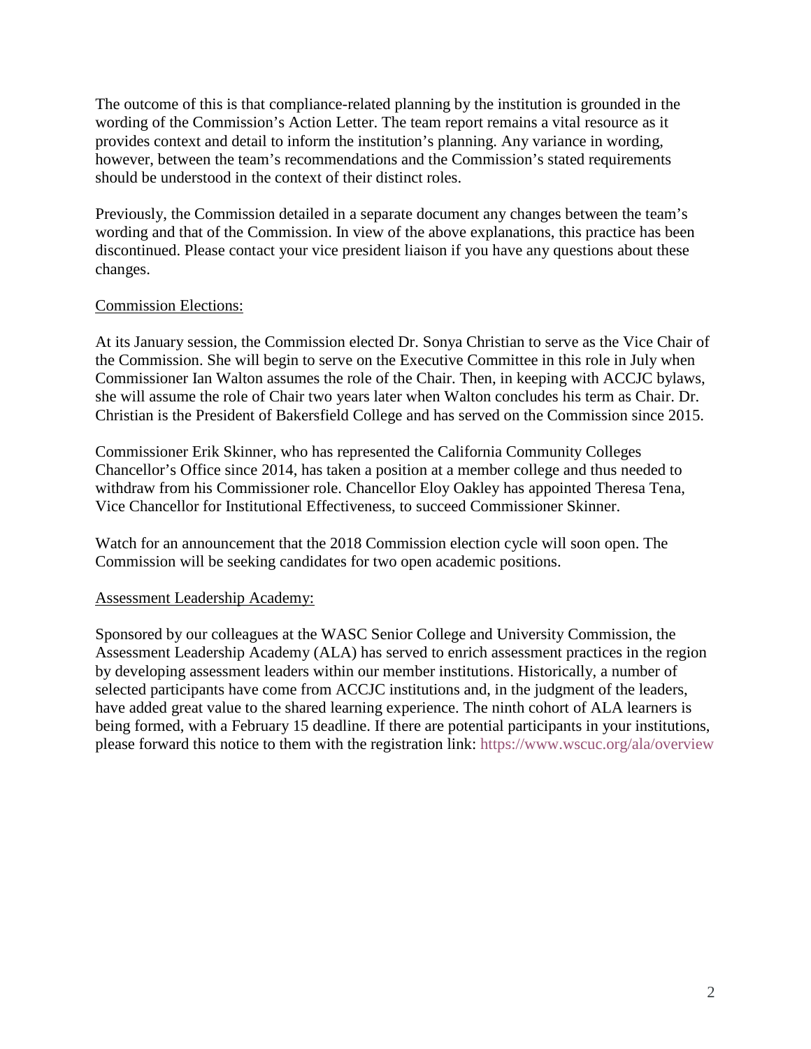The outcome of this is that compliance-related planning by the institution is grounded in the wording of the Commission's Action Letter. The team report remains a vital resource as it provides context and detail to inform the institution's planning. Any variance in wording, however, between the team's recommendations and the Commission's stated requirements should be understood in the context of their distinct roles.

Previously, the Commission detailed in a separate document any changes between the team's wording and that of the Commission. In view of the above explanations, this practice has been discontinued. Please contact your vice president liaison if you have any questions about these changes.

Commission Elections:

At its January session, the Commission elected Dr. Sonya Christian to serve as the Vice Chair of the Commission. She will begin to serve on the Executive Committee in this role in July when Commissioner Ian Walton assumes the role of the Chair. Then, in keeping with ACCJC bylaws, she will assume the role of Chair two years later when Walton concludes his term as Chair. Dr. Christian is the President of Bakersfield College and has served on the Commission since 2015.

Commissioner Erik Skinner, who has represented the California Community Colleges Chancellor's Office since 2014, has taken a position at a member college and thus needed to withdraw from his Commissioner role. Chancellor Eloy Oakley has appointed Theresa Tena, Vice Chancellor for Institutional Effectiveness, to succeed Commissioner Skinner.

Watch for an announcement that the 2018 Commission election cycle will soon open. The Commission will be seeking candidates for two open academic positions.

Assessment Leadership Academy:

Sponsored by our colleagues at the WASC Senior College and University Commission, the Assessment Leadership Academy (ALA) has served to enrich assessment practices in the region by developing assessment leaders within our member institutions. Historically, a number of selected participants have come from ACCJC institutions and, in the judgment of the leaders, have added great value to the shared learning experience. The ninth cohort of ALA learners is being formed, with a February 15 deadline. If there are potential participants in your institutions, please forward this notice to them with the registration link: https://www.wscuc.org/ala/overview